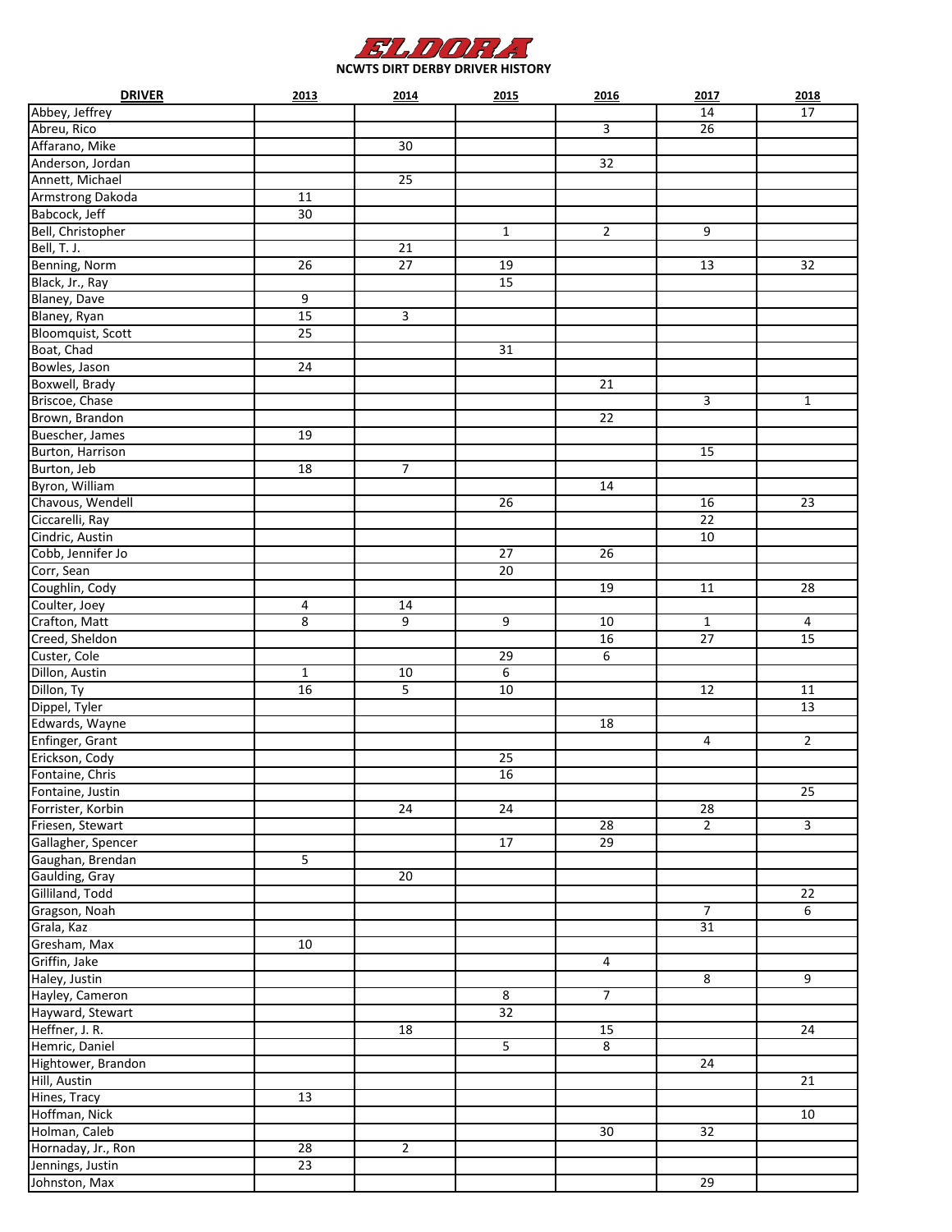# ELDORA

## NCWTS DIRT DERBY DRIVER HISTORY

| DRIVER | 2013 | 2014 | 2015 | 2016 | 2017 | 2018 |
|---|---|---|---|---|---|---|
| Abbey, Jeffrey | | | | | 14 | 17 |
| Abreu, Rico | | | | 3 | 26 | |
| Affarano, Mike | | 30 | | | | |
| Anderson, Jordan | | | | 32 | | |
| Annett, Michael | | 25 | | | | |
| Armstrong Dakoda | 11 | | | | | |
| Babcock, Jeff | 30 | | | | | |
| Bell, Christopher | | | 1 | 2 | 9 | |
| Bell, T. J. | | 21 | | | | |
| Benning, Norm | 26 | 27 | 19 | | 13 | 32 |
| Black, Jr., Ray | | | 15 | | | |
| Blaney, Dave | 9 | | | | | |
| Blaney, Ryan | 15 | 3 | | | | |
| Bloomquist, Scott | 25 | | | | | |
| Boat, Chad | | | 31 | | | |
| Bowles, Jason | 24 | | | | | |
| Boxwell, Brady | | | | 21 | | |
| Briscoe, Chase | | | | | 3 | 1 |
| Brown, Brandon | | | | 22 | | |
| Buescher, James | 19 | | | | | |
| Burton, Harrison | | | | | 15 | |
| Burton, Jeb | 18 | 7 | | | | |
| Byron, William | | | | 14 | | |
| Chavous, Wendell | | | 26 | | 16 | 23 |
| Ciccarelli, Ray | | | | | 22 | |
| Cindric, Austin | | | | | 10 | |
| Cobb, Jennifer Jo | | | 27 | 26 | | |
| Corr, Sean | | | 20 | | | |
| Coughlin, Cody | | | | 19 | 11 | 28 |
| Coulter, Joey | 4 | 14 | | | | |
| Crafton, Matt | 8 | 9 | 9 | 10 | 1 | 4 |
| Creed, Sheldon | | | | 16 | 27 | 15 |
| Custer, Cole | | | 29 | 6 | | |
| Dillon, Austin | 1 | 10 | 6 | | | |
| Dillon, Ty | 16 | 5 | 10 | | 12 | 11 |
| Dippel, Tyler | | | | | | 13 |
| Edwards, Wayne | | | | 18 | | |
| Enfinger, Grant | | | | | 4 | 2 |
| Erickson, Cody | | | 25 | | | |
| Fontaine, Chris | | | 16 | | | |
| Fontaine, Justin | | | | | | 25 |
| Forrister, Korbin | | 24 | 24 | | 28 | |
| Friesen, Stewart | | | | 28 | 2 | 3 |
| Gallagher, Spencer | | | 17 | 29 | | |
| Gaughan, Brendan | 5 | | | | | |
| Gaulding, Gray | | 20 | | | | |
| Gilliland, Todd | | | | | | 22 |
| Gragson, Noah | | | | | 7 | 6 |
| Grala, Kaz | | | | | 31 | |
| Gresham, Max | 10 | | | | | |
| Griffin, Jake | | | | 4 | | |
| Haley, Justin | | | | | 8 | 9 |
| Hayley, Cameron | | | 8 | 7 | | |
| Hayward, Stewart | | | 32 | | | |
| Heffner, J. R. | | 18 | | 15 | | 24 |
| Hemric, Daniel | | | 5 | 8 | | |
| Hightower, Brandon | | | | | 24 | |
| Hill, Austin | | | | | | 21 |
| Hines, Tracy | 13 | | | | | |
| Hoffman, Nick | | | | | | 10 |
| Holman, Caleb | | | | 30 | 32 | |
| Hornaday, Jr., Ron | 28 | 2 | | | | |
| Jennings, Justin | 23 | | | | | |
| Johnston, Max | | | | | 29 | |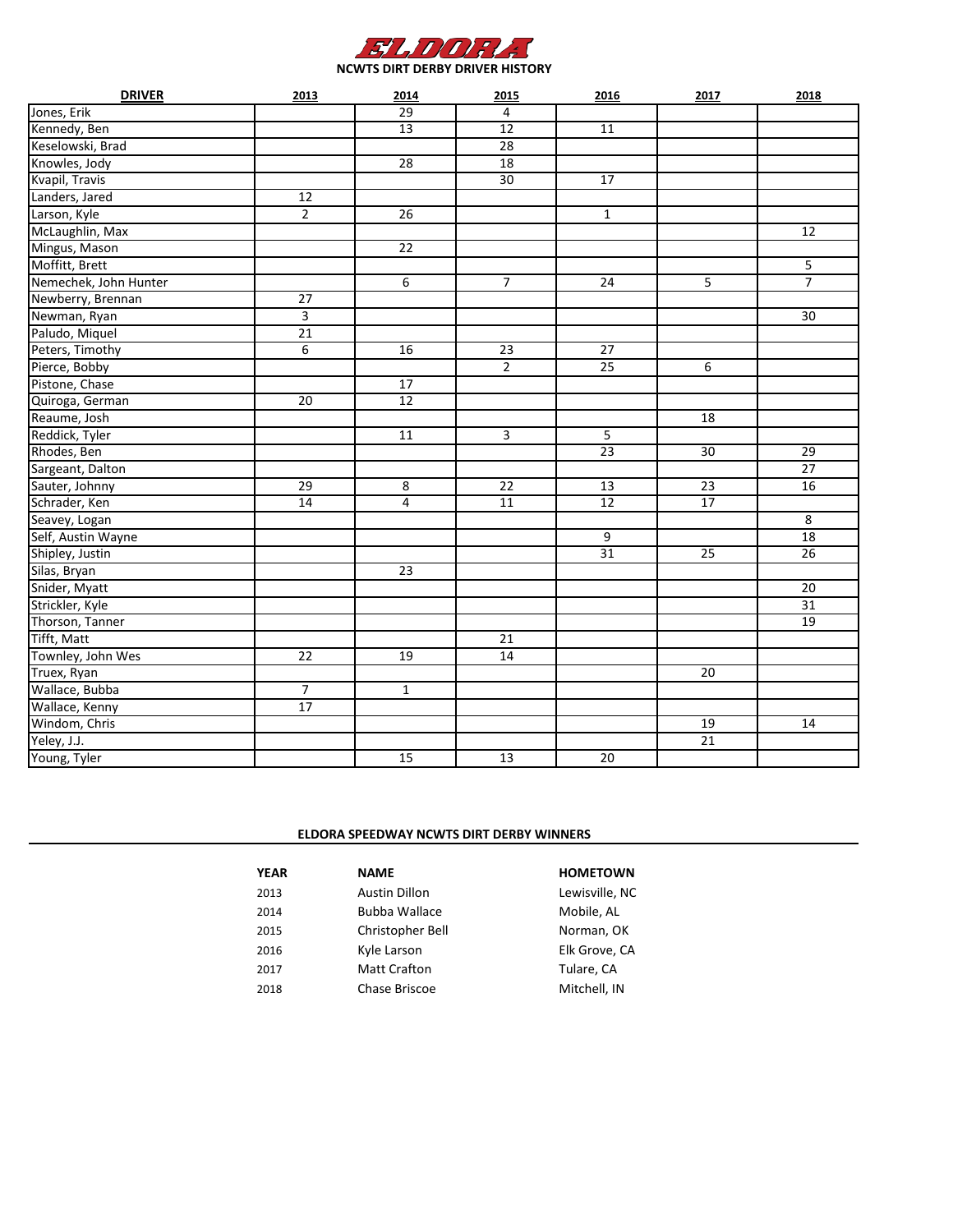# ELDORA

## NCWTS DIRT DERBY DRIVER HISTORY

| DRIVER | 2013 | 2014 | 2015 | 2016 | 2017 | 2018 |
|---|---|---|---|---|---|---|
| Jones, Erik | | 29 | 4 | | | |
| Kennedy, Ben | | 13 | 12 | 11 | | |
| Keselowski, Brad | | | 28 | | | |
| Knowles, Jody | | 28 | 18 | | | |
| Kvapil, Travis | | | 30 | 17 | | |
| Landers, Jared | 12 | | | | | |
| Larson, Kyle | 2 | 26 | | 1 | | |
| McLaughlin, Max | | | | | | 12 |
| Mingus, Mason | | 22 | | | | |
| Moffitt, Brett | | | | | | 5 |
| Nemechek, John Hunter | | 6 | 7 | 24 | 5 | 7 |
| Newberry, Brennan | 27 | | | | | |
| Newman, Ryan | 3 | | | | | 30 |
| Paludo, Miquel | 21 | | | | | |
| Peters, Timothy | 6 | 16 | 23 | 27 | | |
| Pierce, Bobby | | | 2 | 25 | 6 | |
| Pistone, Chase | | 17 | | | | |
| Quiroga, German | 20 | 12 | | | | |
| Reaume, Josh | | | | | 18 | |
| Reddick, Tyler | | 11 | 3 | 5 | | |
| Rhodes, Ben | | | | 23 | 30 | 29 |
| Sargeant, Dalton | | | | | | 27 |
| Sauter, Johnny | 29 | 8 | 22 | 13 | 23 | 16 |
| Schrader, Ken | 14 | 4 | 11 | 12 | 17 | |
| Seavey, Logan | | | | | | 8 |
| Self, Austin Wayne | | | | 9 | | 18 |
| Shipley, Justin | | | | 31 | 25 | 26 |
| Silas, Bryan | | 23 | | | | |
| Snider, Myatt | | | | | | 20 |
| Strickler, Kyle | | | | | | 31 |
| Thorson, Tanner | | | | | | 19 |
| Tifft, Matt | | | 21 | | | |
| Townley, John Wes | 22 | 19 | 14 | | | |
| Truex, Ryan | | | | | 20 | |
| Wallace, Bubba | 7 | 1 | | | | |
| Wallace, Kenny | 17 | | | | | |
| Windom, Chris | | | | | 19 | 14 |
| Yeley, J.J. | | | | | 21 | |
| Young, Tyler | | 15 | 13 | 20 | | |

## ELDORA SPEEDWAY NCWTS DIRT DERBY WINNERS

| YEAR | NAME | HOMETOWN |
|---|---|---|
| 2013 | Austin Dillon | Lewisville, NC |
| 2014 | Bubba Wallace | Mobile, AL |
| 2015 | Christopher Bell | Norman, OK |
| 2016 | Kyle Larson | Elk Grove, CA |
| 2017 | Matt Crafton | Tulare, CA |
| 2018 | Chase Briscoe | Mitchell, IN |